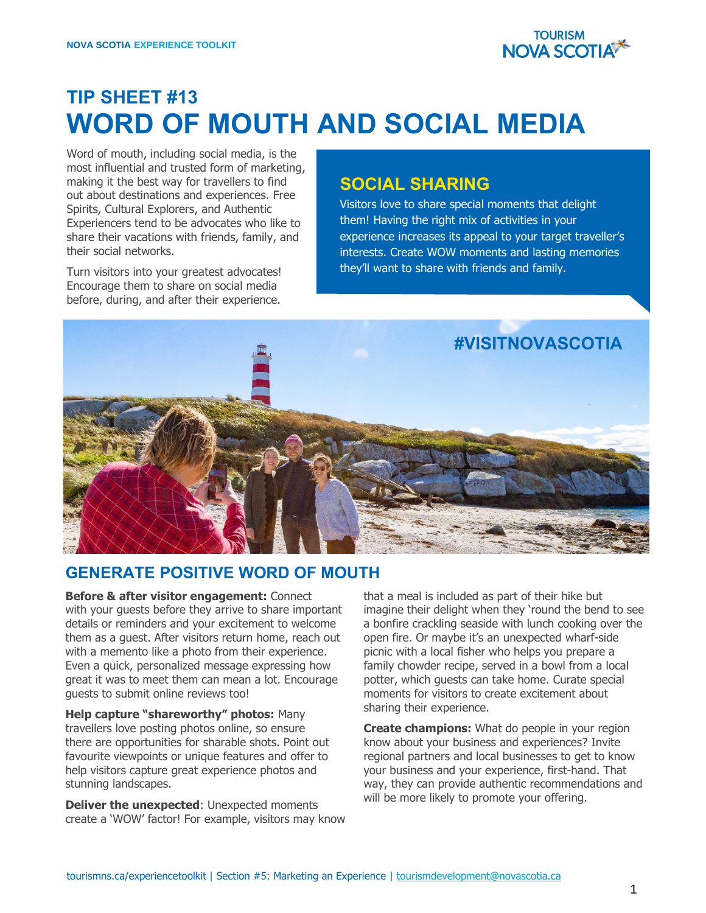# TIP SHEET #13

# WORD OF MOUTH AND SOCIAL MEDIA

Word of mouth, including social media, is the most influential and trusted form of marketing, making it the best way for travellers to find out about destinations and experiences. Free Spirits, Cultural Explorers, and Authentic Experiencers tend to be advocates who like to share their vacations with friends, family, and their social networks.

Turn visitors into your greatest advocates! Encourage them to share on social media before, during, and after their experience.

## SOCIAL SHARING

Visitors love to share special moments that delight them! Having the right mix of activities in your experience increases its appeal to your target traveller's interests. Create WOW moments and lasting memories they'll want to share with friends and family.

#VISITNOVASCOTIA

## GENERATE POSITIVE WORD OF MOUTH

**Before & after visitor engagement:** Connect with your guests before they arrive to share important details or reminders and your excitement to welcome them as a guest. After visitors return home, reach out with a memento like a photo from their experience. Even a quick, personalized message expressing how great it was to meet them can mean a lot. Encourage guests to submit online reviews too!

**Help capture "shareworthy" photos:** Many travellers love posting photos online, so ensure there are opportunities for sharable shots. Point out favourite viewpoints or unique features and offer to help visitors capture great experience photos and stunning landscapes.

**Deliver the unexpected**: Unexpected moments create a 'WOW' factor! For example, visitors may know that a meal is included as part of their hike but imagine their delight when they 'round the bend to see a bonfire crackling seaside with lunch cooking over the open fire. Or maybe it's an unexpected wharf-side picnic with a local fisher who helps you prepare a family chowder recipe, served in a bowl from a local potter, which guests can take home. Curate special moments for visitors to create excitement about sharing their experience.

**Create champions:** What do people in your region know about your business and experiences? Invite regional partners and local businesses to get to know your business and your experience, first-hand. That way, they can provide authentic recommendations and will be more likely to promote your offering.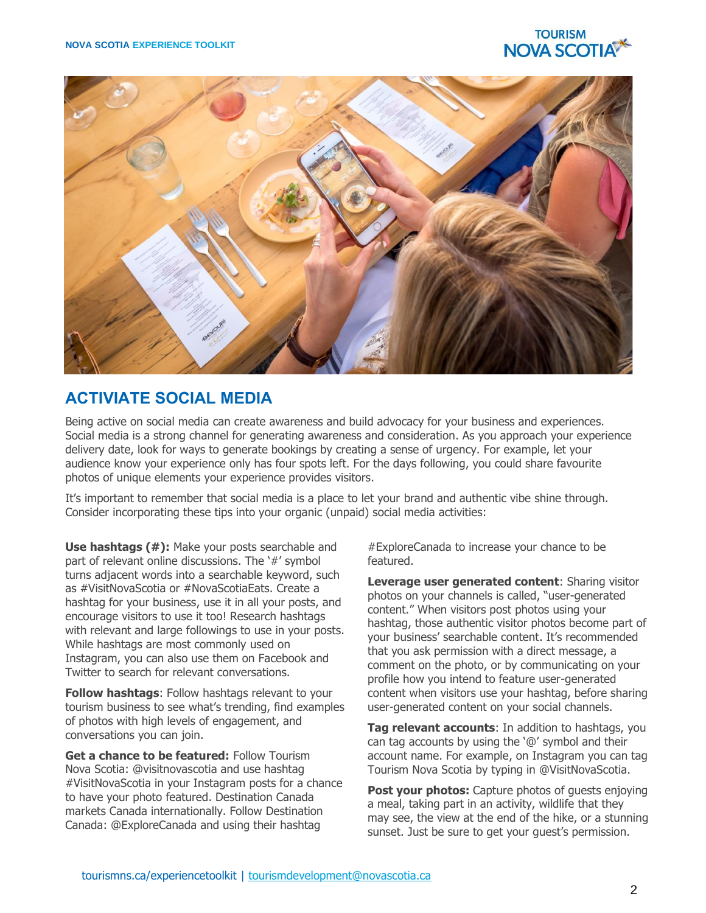## ACTIVIATE SOCIAL MEDIA

Being active on social media can create awareness and build advocacy for your business and experiences. Social media is a strong channel for generating awareness and consideration. As you approach your experience delivery date, look for ways to generate bookings by creating a sense of urgency. For example, let your audience know your experience only has four spots left. For the days following, you could share favourite photos of unique elements your experience provides visitors.

It's important to remember that social media is a place to let your brand and authentic vibe shine through. Consider incorporating these tips into your organic (unpaid) social media activities:

**Use hashtags (#):** Make your posts searchable and part of relevant online discussions. The '#' symbol turns adjacent words into a searchable keyword, such as #VisitNovaScotia or #NovaScotiaEats. Create a hashtag for your business, use it in all your posts, and encourage visitors to use it too! Research hashtags with relevant and large followings to use in your posts. While hashtags are most commonly used on Instagram, you can also use them on Facebook and Twitter to search for relevant conversations.

**Follow hashtags**: Follow hashtags relevant to your tourism business to see what's trending, find examples of photos with high levels of engagement, and conversations you can join.

**Get a chance to be featured:** Follow Tourism Nova Scotia: @visitnovascotia and use hashtag #VisitNovaScotia in your Instagram posts for a chance to have your photo featured. Destination Canada markets Canada internationally. Follow Destination Canada: @ExploreCanada and using their hashtag #ExploreCanada to increase your chance to be featured.

**Leverage user generated content**: Sharing visitor photos on your channels is called, "user-generated content." When visitors post photos using your hashtag, those authentic visitor photos become part of your business' searchable content. It's recommended that you ask permission with a direct message, a comment on the photo, or by communicating on your profile how you intend to feature user-generated content when visitors use your hashtag, before sharing user-generated content on your social channels.

**Tag relevant accounts**: In addition to hashtags, you can tag accounts by using the '@' symbol and their account name. For example, on Instagram you can tag Tourism Nova Scotia by typing in @VisitNovaScotia.

**Post your photos:** Capture photos of guests enjoying a meal, taking part in an activity, wildlife that they may see, the view at the end of the hike, or a stunning sunset. Just be sure to get your guest's permission.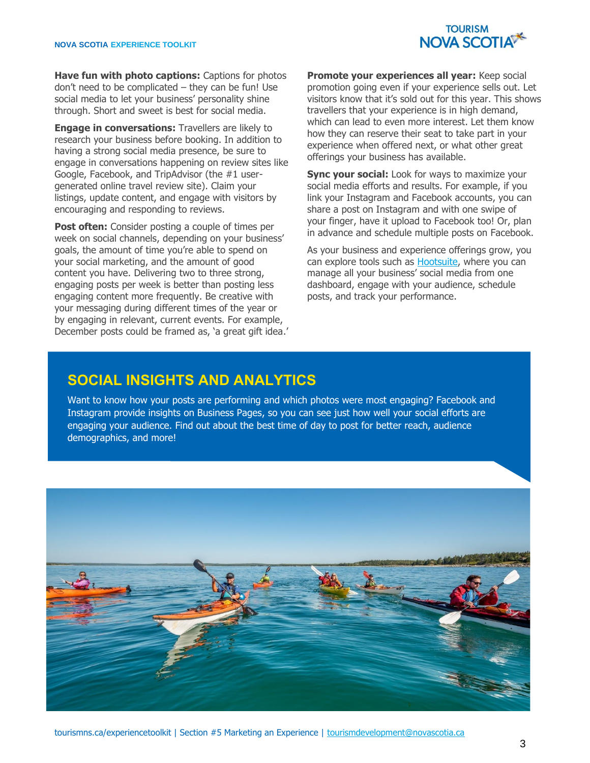**Have fun with photo captions:** Captions for photos don't need to be complicated – they can be fun! Use social media to let your business' personality shine through. Short and sweet is best for social media.

**Engage in conversations:** Travellers are likely to research your business before booking. In addition to having a strong social media presence, be sure to engage in conversations happening on review sites like Google, Facebook, and TripAdvisor (the #1 user-generated online travel review site). Claim your listings, update content, and engage with visitors by encouraging and responding to reviews.

**Post often:** Consider posting a couple of times per week on social channels, depending on your business' goals, the amount of time you're able to spend on your social marketing, and the amount of good content you have. Delivering two to three strong, engaging posts per week is better than posting less engaging content more frequently. Be creative with your messaging during different times of the year or by engaging in relevant, current events. For example, December posts could be framed as, 'a great gift idea.'

**Promote your experiences all year:** Keep social promotion going even if your experience sells out. Let visitors know that it's sold out for this year. This shows travellers that your experience is in high demand, which can lead to even more interest. Let them know how they can reserve their seat to take part in your experience when offered next, or what other great offerings your business has available.

**Sync your social:** Look for ways to maximize your social media efforts and results. For example, if you link your Instagram and Facebook accounts, you can share a post on Instagram and with one swipe of your finger, have it upload to Facebook too! Or, plan in advance and schedule multiple posts on Facebook.

As your business and experience offerings grow, you can explore tools such as Hootsuite, where you can manage all your business' social media from one dashboard, engage with your audience, schedule posts, and track your performance.

## SOCIAL INSIGHTS AND ANALYTICS

Want to know how your posts are performing and which photos were most engaging? Facebook and Instagram provide insights on Business Pages, so you can see just how well your social efforts are engaging your audience. Find out about the best time of day to post for better reach, audience demographics, and more!